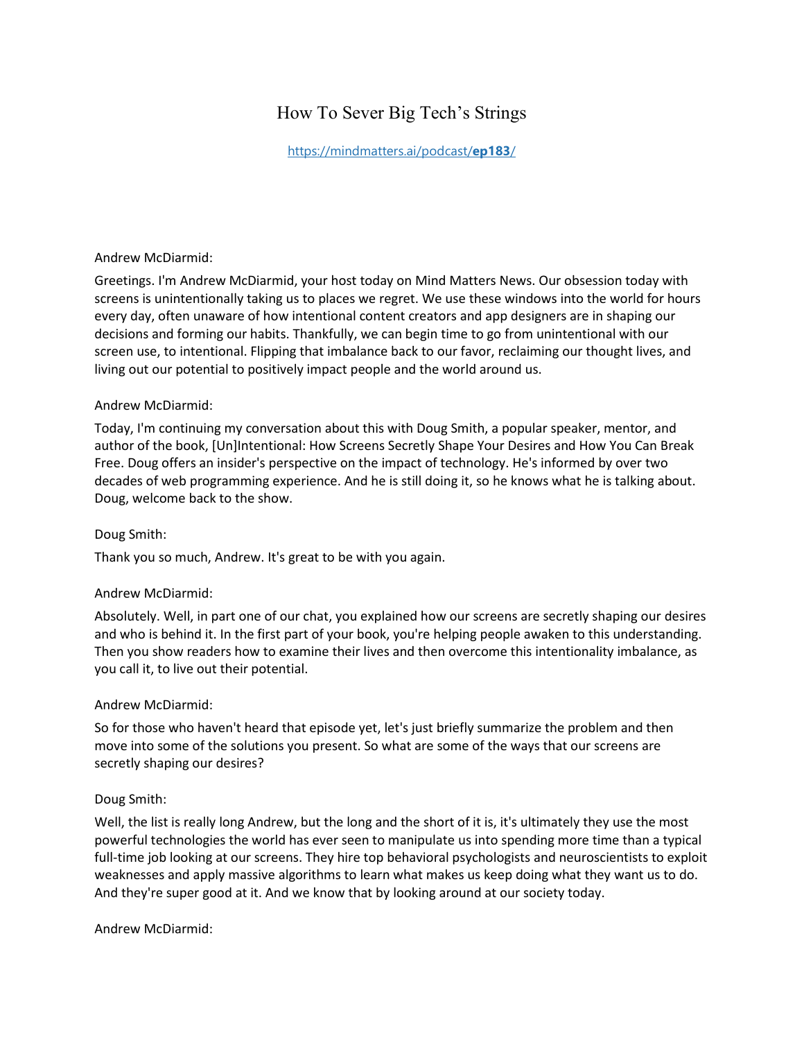# How To Sever Big Tech's Strings

[https://mindmatters.ai/podcast/**ep183**/](https://mindmatters.ai/podcast/ep183/)

Andrew McDiarmid:

Greetings. I'm Andrew McDiarmid, your host today on Mind Matters News. Our obsession today with screens is unintentionally taking us to places we regret. We use these windows into the world for hours every day, often unaware of how intentional content creators and app designers are in shaping our decisions and forming our habits. Thankfully, we can begin time to go from unintentional with our screen use, to intentional. Flipping that imbalance back to our favor, reclaiming our thought lives, and living out our potential to positively impact people and the world around us.

Andrew McDiarmid:

Today, I'm continuing my conversation about this with Doug Smith, a popular speaker, mentor, and author of the book, [Un]Intentional: How Screens Secretly Shape Your Desires and How You Can Break Free. Doug offers an insider's perspective on the impact of technology. He's informed by over two decades of web programming experience. And he is still doing it, so he knows what he is talking about. Doug, welcome back to the show.

Doug Smith:

Thank you so much, Andrew. It's great to be with you again.

Andrew McDiarmid:

Absolutely. Well, in part one of our chat, you explained how our screens are secretly shaping our desires and who is behind it. In the first part of your book, you're helping people awaken to this understanding. Then you show readers how to examine their lives and then overcome this intentionality imbalance, as you call it, to live out their potential.

Andrew McDiarmid:

So for those who haven't heard that episode yet, let's just briefly summarize the problem and then move into some of the solutions you present. So what are some of the ways that our screens are secretly shaping our desires?

Doug Smith:

Well, the list is really long Andrew, but the long and the short of it is, it's ultimately they use the most powerful technologies the world has ever seen to manipulate us into spending more time than a typical full-time job looking at our screens. They hire top behavioral psychologists and neuroscientists to exploit weaknesses and apply massive algorithms to learn what makes us keep doing what they want us to do. And they're super good at it. And we know that by looking around at our society today.

Andrew McDiarmid: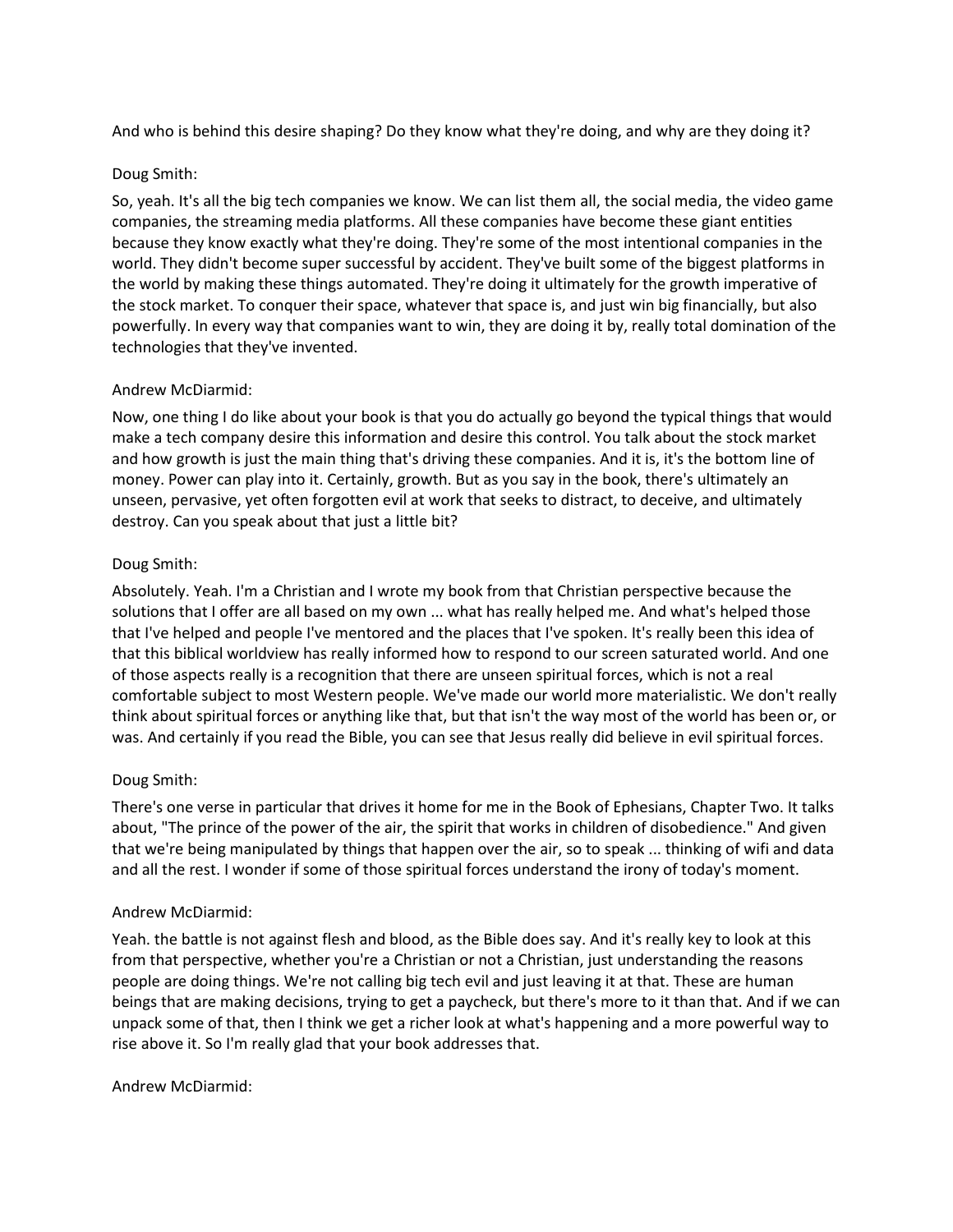And who is behind this desire shaping? Do they know what they're doing, and why are they doing it?

Doug Smith:

So, yeah. It's all the big tech companies we know. We can list them all, the social media, the video game companies, the streaming media platforms. All these companies have become these giant entities because they know exactly what they're doing. They're some of the most intentional companies in the world. They didn't become super successful by accident. They've built some of the biggest platforms in the world by making these things automated. They're doing it ultimately for the growth imperative of the stock market. To conquer their space, whatever that space is, and just win big financially, but also powerfully. In every way that companies want to win, they are doing it by, really total domination of the technologies that they've invented.

Andrew McDiarmid:

Now, one thing I do like about your book is that you do actually go beyond the typical things that would make a tech company desire this information and desire this control. You talk about the stock market and how growth is just the main thing that's driving these companies. And it is, it's the bottom line of money. Power can play into it. Certainly, growth. But as you say in the book, there's ultimately an unseen, pervasive, yet often forgotten evil at work that seeks to distract, to deceive, and ultimately destroy. Can you speak about that just a little bit?

Doug Smith:

Absolutely. Yeah. I'm a Christian and I wrote my book from that Christian perspective because the solutions that I offer are all based on my own ... what has really helped me. And what's helped those that I've helped and people I've mentored and the places that I've spoken. It's really been this idea of that this biblical worldview has really informed how to respond to our screen saturated world. And one of those aspects really is a recognition that there are unseen spiritual forces, which is not a real comfortable subject to most Western people. We've made our world more materialistic. We don't really think about spiritual forces or anything like that, but that isn't the way most of the world has been or, or was. And certainly if you read the Bible, you can see that Jesus really did believe in evil spiritual forces.

Doug Smith:

There's one verse in particular that drives it home for me in the Book of Ephesians, Chapter Two. It talks about, "The prince of the power of the air, the spirit that works in children of disobedience." And given that we're being manipulated by things that happen over the air, so to speak ... thinking of wifi and data and all the rest. I wonder if some of those spiritual forces understand the irony of today's moment.

Andrew McDiarmid:

Yeah. the battle is not against flesh and blood, as the Bible does say. And it's really key to look at this from that perspective, whether you're a Christian or not a Christian, just understanding the reasons people are doing things. We're not calling big tech evil and just leaving it at that. These are human beings that are making decisions, trying to get a paycheck, but there's more to it than that. And if we can unpack some of that, then I think we get a richer look at what's happening and a more powerful way to rise above it. So I'm really glad that your book addresses that.

Andrew McDiarmid: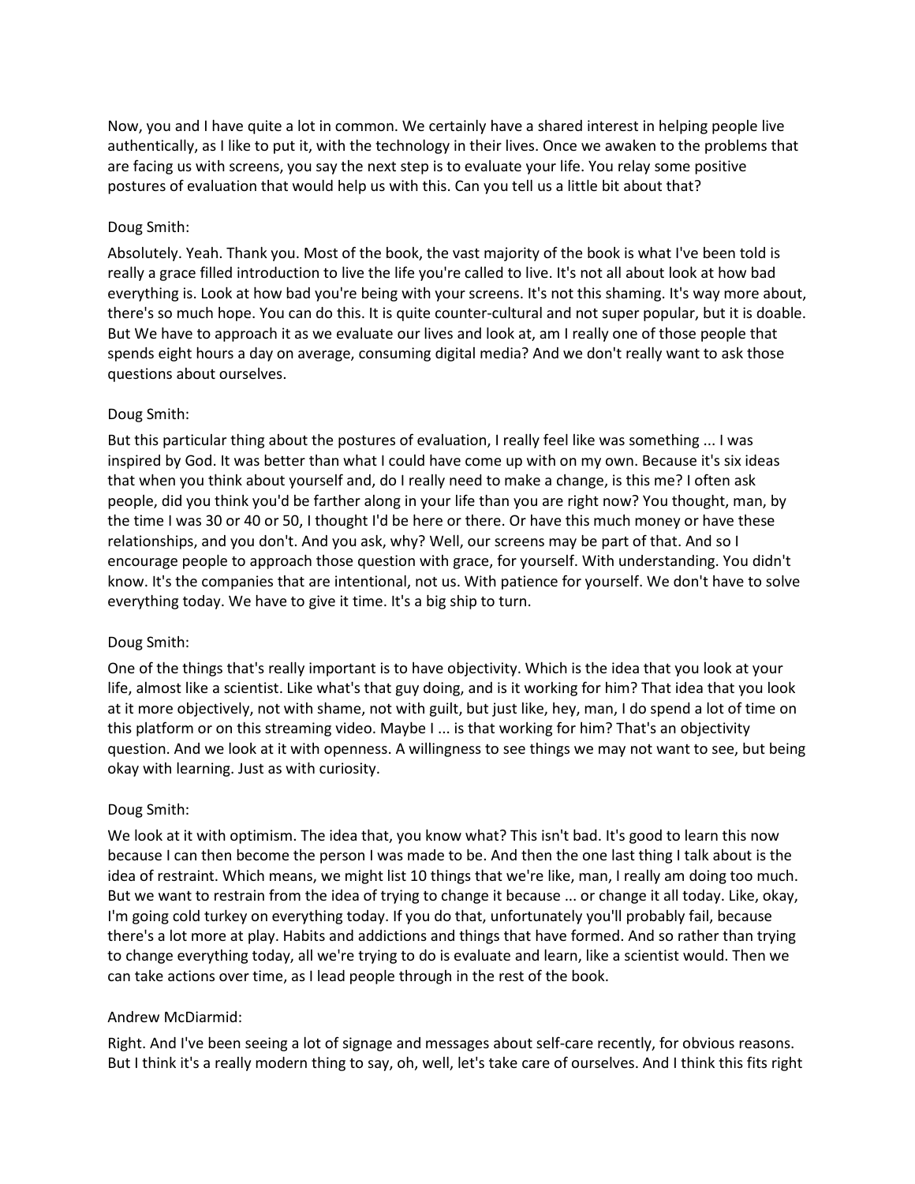Now, you and I have quite a lot in common. We certainly have a shared interest in helping people live authentically, as I like to put it, with the technology in their lives. Once we awaken to the problems that are facing us with screens, you say the next step is to evaluate your life. You relay some positive postures of evaluation that would help us with this. Can you tell us a little bit about that?

Doug Smith:

Absolutely. Yeah. Thank you. Most of the book, the vast majority of the book is what I've been told is really a grace filled introduction to live the life you're called to live. It's not all about look at how bad everything is. Look at how bad you're being with your screens. It's not this shaming. It's way more about, there's so much hope. You can do this. It is quite counter-cultural and not super popular, but it is doable. But We have to approach it as we evaluate our lives and look at, am I really one of those people that spends eight hours a day on average, consuming digital media? And we don't really want to ask those questions about ourselves.

Doug Smith:

But this particular thing about the postures of evaluation, I really feel like was something ... I was inspired by God. It was better than what I could have come up with on my own. Because it's six ideas that when you think about yourself and, do I really need to make a change, is this me? I often ask people, did you think you'd be farther along in your life than you are right now? You thought, man, by the time I was 30 or 40 or 50, I thought I'd be here or there. Or have this much money or have these relationships, and you don't. And you ask, why? Well, our screens may be part of that. And so I encourage people to approach those question with grace, for yourself. With understanding. You didn't know. It's the companies that are intentional, not us. With patience for yourself. We don't have to solve everything today. We have to give it time. It's a big ship to turn.

Doug Smith:

One of the things that's really important is to have objectivity. Which is the idea that you look at your life, almost like a scientist. Like what's that guy doing, and is it working for him? That idea that you look at it more objectively, not with shame, not with guilt, but just like, hey, man, I do spend a lot of time on this platform or on this streaming video. Maybe I ... is that working for him? That's an objectivity question. And we look at it with openness. A willingness to see things we may not want to see, but being okay with learning. Just as with curiosity.

Doug Smith:

We look at it with optimism. The idea that, you know what? This isn't bad. It's good to learn this now because I can then become the person I was made to be. And then the one last thing I talk about is the idea of restraint. Which means, we might list 10 things that we're like, man, I really am doing too much. But we want to restrain from the idea of trying to change it because ... or change it all today. Like, okay, I'm going cold turkey on everything today. If you do that, unfortunately you'll probably fail, because there's a lot more at play. Habits and addictions and things that have formed. And so rather than trying to change everything today, all we're trying to do is evaluate and learn, like a scientist would. Then we can take actions over time, as I lead people through in the rest of the book.

Andrew McDiarmid:

Right. And I've been seeing a lot of signage and messages about self-care recently, for obvious reasons. But I think it's a really modern thing to say, oh, well, let's take care of ourselves. And I think this fits right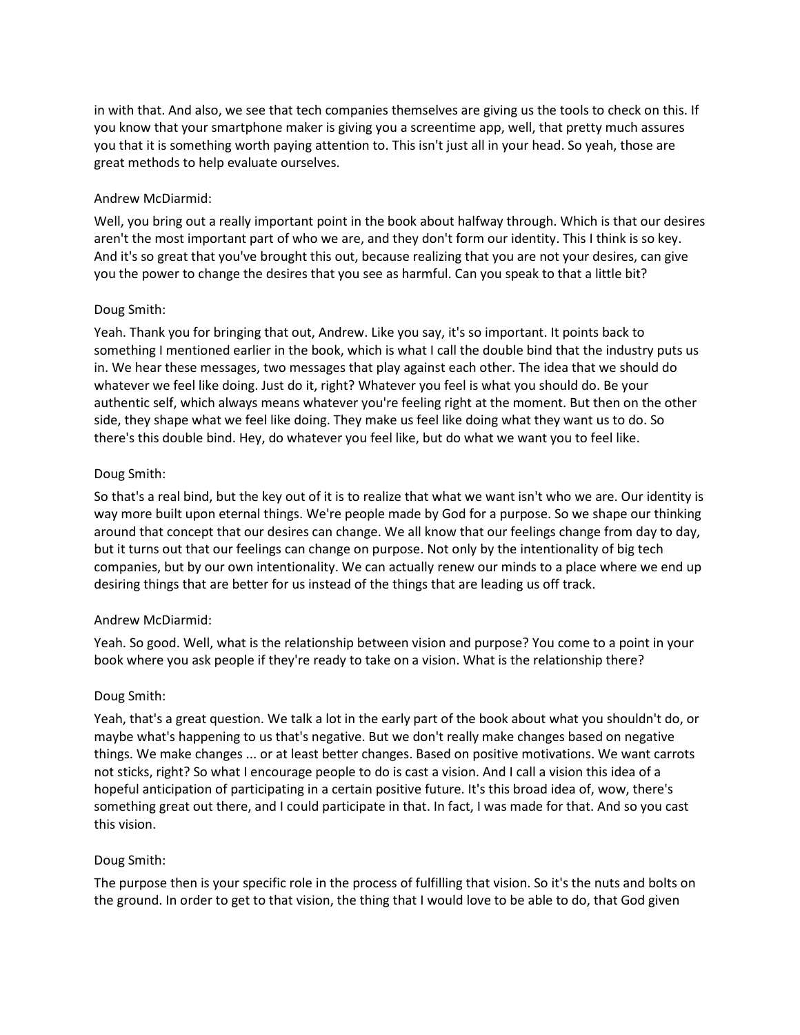in with that. And also, we see that tech companies themselves are giving us the tools to check on this. If you know that your smartphone maker is giving you a screentime app, well, that pretty much assures you that it is something worth paying attention to. This isn't just all in your head. So yeah, those are great methods to help evaluate ourselves.

Andrew McDiarmid:

Well, you bring out a really important point in the book about halfway through. Which is that our desires aren't the most important part of who we are, and they don't form our identity. This I think is so key. And it's so great that you've brought this out, because realizing that you are not your desires, can give you the power to change the desires that you see as harmful. Can you speak to that a little bit?

Doug Smith:

Yeah. Thank you for bringing that out, Andrew. Like you say, it's so important. It points back to something I mentioned earlier in the book, which is what I call the double bind that the industry puts us in. We hear these messages, two messages that play against each other. The idea that we should do whatever we feel like doing. Just do it, right? Whatever you feel is what you should do. Be your authentic self, which always means whatever you're feeling right at the moment. But then on the other side, they shape what we feel like doing. They make us feel like doing what they want us to do. So there's this double bind. Hey, do whatever you feel like, but do what we want you to feel like.

Doug Smith:

So that's a real bind, but the key out of it is to realize that what we want isn't who we are. Our identity is way more built upon eternal things. We're people made by God for a purpose. So we shape our thinking around that concept that our desires can change. We all know that our feelings change from day to day, but it turns out that our feelings can change on purpose. Not only by the intentionality of big tech companies, but by our own intentionality. We can actually renew our minds to a place where we end up desiring things that are better for us instead of the things that are leading us off track.

Andrew McDiarmid:

Yeah. So good. Well, what is the relationship between vision and purpose? You come to a point in your book where you ask people if they're ready to take on a vision. What is the relationship there?

Doug Smith:

Yeah, that's a great question. We talk a lot in the early part of the book about what you shouldn't do, or maybe what's happening to us that's negative. But we don't really make changes based on negative things. We make changes ... or at least better changes. Based on positive motivations. We want carrots not sticks, right? So what I encourage people to do is cast a vision. And I call a vision this idea of a hopeful anticipation of participating in a certain positive future. It's this broad idea of, wow, there's something great out there, and I could participate in that. In fact, I was made for that. And so you cast this vision.

Doug Smith:

The purpose then is your specific role in the process of fulfilling that vision. So it's the nuts and bolts on the ground. In order to get to that vision, the thing that I would love to be able to do, that God given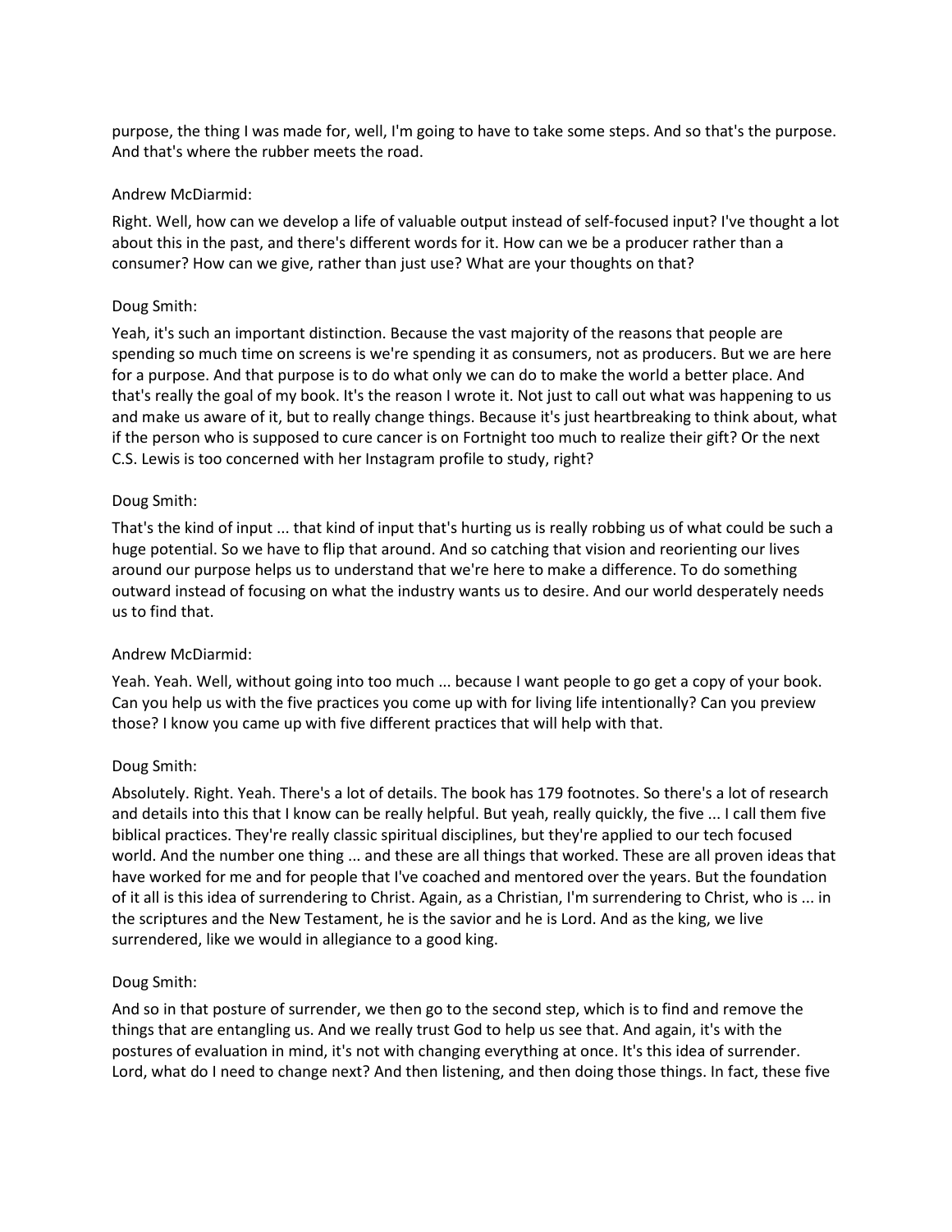purpose, the thing I was made for, well, I'm going to have to take some steps. And so that's the purpose. And that's where the rubber meets the road.

Andrew McDiarmid:

Right. Well, how can we develop a life of valuable output instead of self-focused input? I've thought a lot about this in the past, and there's different words for it. How can we be a producer rather than a consumer? How can we give, rather than just use? What are your thoughts on that?

Doug Smith:

Yeah, it's such an important distinction. Because the vast majority of the reasons that people are spending so much time on screens is we're spending it as consumers, not as producers. But we are here for a purpose. And that purpose is to do what only we can do to make the world a better place. And that's really the goal of my book. It's the reason I wrote it. Not just to call out what was happening to us and make us aware of it, but to really change things. Because it's just heartbreaking to think about, what if the person who is supposed to cure cancer is on Fortnight too much to realize their gift? Or the next C.S. Lewis is too concerned with her Instagram profile to study, right?

Doug Smith:

That's the kind of input ... that kind of input that's hurting us is really robbing us of what could be such a huge potential. So we have to flip that around. And so catching that vision and reorienting our lives around our purpose helps us to understand that we're here to make a difference. To do something outward instead of focusing on what the industry wants us to desire. And our world desperately needs us to find that.

Andrew McDiarmid:

Yeah. Yeah. Well, without going into too much ... because I want people to go get a copy of your book. Can you help us with the five practices you come up with for living life intentionally? Can you preview those? I know you came up with five different practices that will help with that.

Doug Smith:

Absolutely. Right. Yeah. There's a lot of details. The book has 179 footnotes. So there's a lot of research and details into this that I know can be really helpful. But yeah, really quickly, the five ... I call them five biblical practices. They're really classic spiritual disciplines, but they're applied to our tech focused world. And the number one thing ... and these are all things that worked. These are all proven ideas that have worked for me and for people that I've coached and mentored over the years. But the foundation of it all is this idea of surrendering to Christ. Again, as a Christian, I'm surrendering to Christ, who is ... in the scriptures and the New Testament, he is the savior and he is Lord. And as the king, we live surrendered, like we would in allegiance to a good king.

Doug Smith:

And so in that posture of surrender, we then go to the second step, which is to find and remove the things that are entangling us. And we really trust God to help us see that. And again, it's with the postures of evaluation in mind, it's not with changing everything at once. It's this idea of surrender. Lord, what do I need to change next? And then listening, and then doing those things. In fact, these five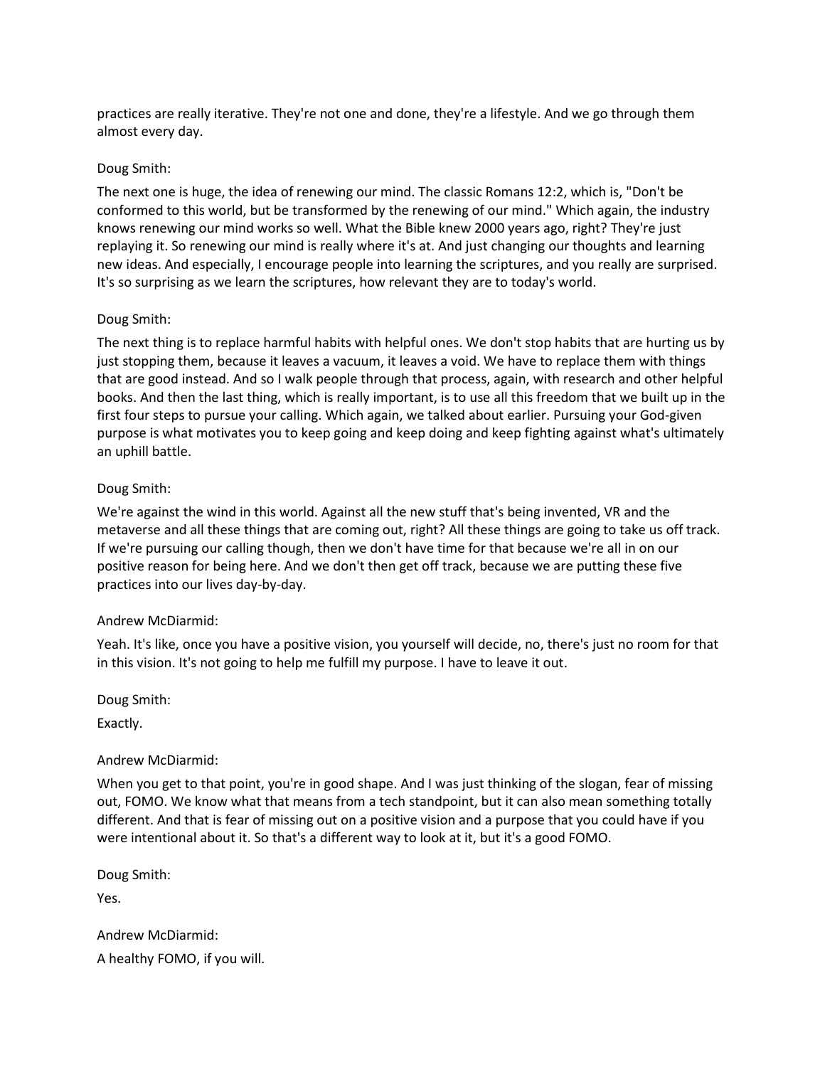practices are really iterative. They're not one and done, they're a lifestyle. And we go through them almost every day.

Doug Smith:

The next one is huge, the idea of renewing our mind. The classic Romans 12:2, which is, "Don't be conformed to this world, but be transformed by the renewing of our mind." Which again, the industry knows renewing our mind works so well. What the Bible knew 2000 years ago, right? They're just replaying it. So renewing our mind is really where it's at. And just changing our thoughts and learning new ideas. And especially, I encourage people into learning the scriptures, and you really are surprised. It's so surprising as we learn the scriptures, how relevant they are to today's world.

Doug Smith:

The next thing is to replace harmful habits with helpful ones. We don't stop habits that are hurting us by just stopping them, because it leaves a vacuum, it leaves a void. We have to replace them with things that are good instead. And so I walk people through that process, again, with research and other helpful books. And then the last thing, which is really important, is to use all this freedom that we built up in the first four steps to pursue your calling. Which again, we talked about earlier. Pursuing your God-given purpose is what motivates you to keep going and keep doing and keep fighting against what's ultimately an uphill battle.

Doug Smith:

We're against the wind in this world. Against all the new stuff that's being invented, VR and the metaverse and all these things that are coming out, right? All these things are going to take us off track. If we're pursuing our calling though, then we don't have time for that because we're all in on our positive reason for being here. And we don't then get off track, because we are putting these five practices into our lives day-by-day.

Andrew McDiarmid:

Yeah. It's like, once you have a positive vision, you yourself will decide, no, there's just no room for that in this vision. It's not going to help me fulfill my purpose. I have to leave it out.

Doug Smith:

Exactly.

Andrew McDiarmid:

When you get to that point, you're in good shape. And I was just thinking of the slogan, fear of missing out, FOMO. We know what that means from a tech standpoint, but it can also mean something totally different. And that is fear of missing out on a positive vision and a purpose that you could have if you were intentional about it. So that's a different way to look at it, but it's a good FOMO.

Doug Smith:

Yes.

Andrew McDiarmid:

A healthy FOMO, if you will.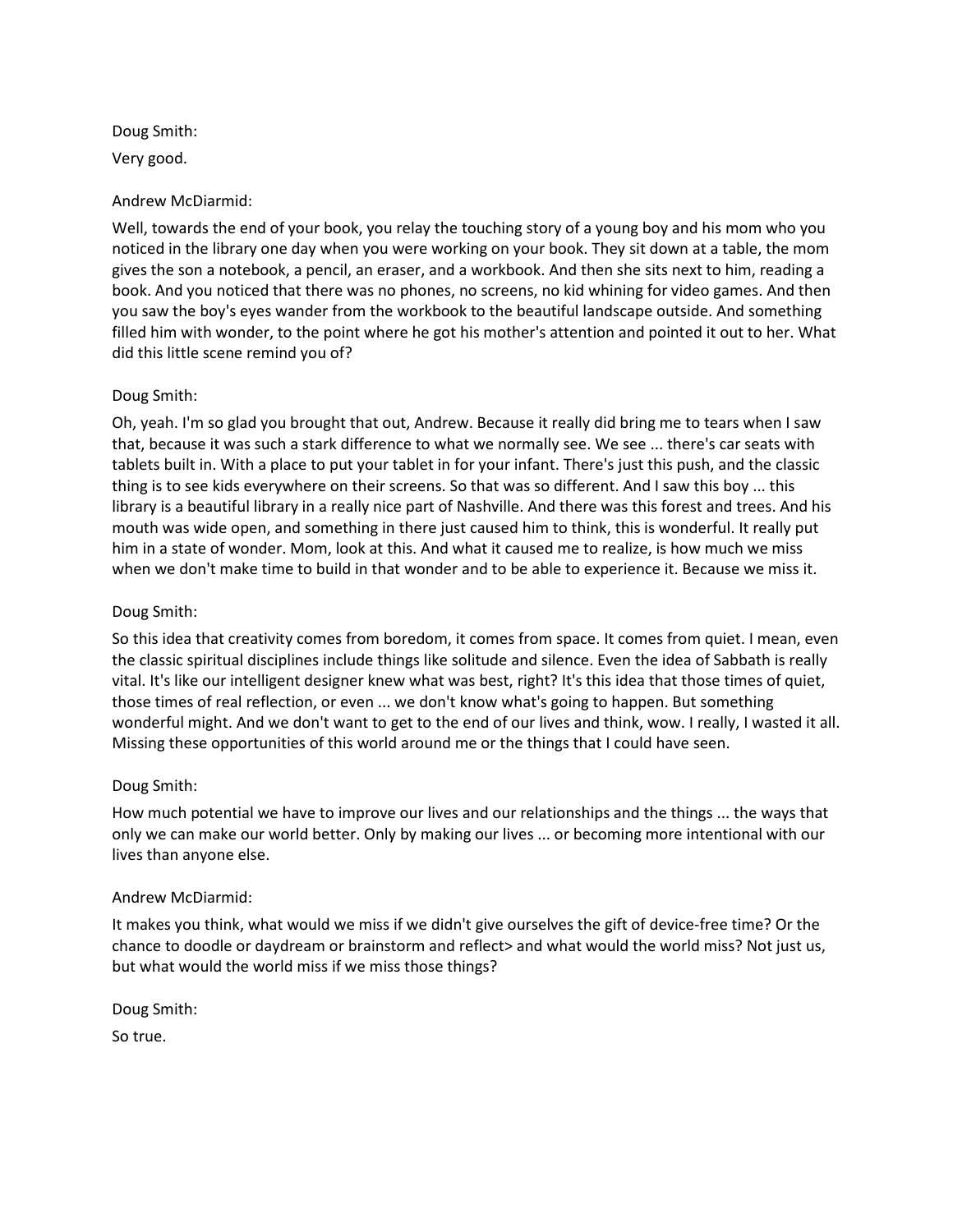Doug Smith:

Very good.

Andrew McDiarmid:

Well, towards the end of your book, you relay the touching story of a young boy and his mom who you noticed in the library one day when you were working on your book. They sit down at a table, the mom gives the son a notebook, a pencil, an eraser, and a workbook. And then she sits next to him, reading a book. And you noticed that there was no phones, no screens, no kid whining for video games. And then you saw the boy's eyes wander from the workbook to the beautiful landscape outside. And something filled him with wonder, to the point where he got his mother's attention and pointed it out to her. What did this little scene remind you of?

Doug Smith:

Oh, yeah. I'm so glad you brought that out, Andrew. Because it really did bring me to tears when I saw that, because it was such a stark difference to what we normally see. We see ... there's car seats with tablets built in. With a place to put your tablet in for your infant. There's just this push, and the classic thing is to see kids everywhere on their screens. So that was so different. And I saw this boy ... this library is a beautiful library in a really nice part of Nashville. And there was this forest and trees. And his mouth was wide open, and something in there just caused him to think, this is wonderful. It really put him in a state of wonder. Mom, look at this. And what it caused me to realize, is how much we miss when we don't make time to build in that wonder and to be able to experience it. Because we miss it.

Doug Smith:

So this idea that creativity comes from boredom, it comes from space. It comes from quiet. I mean, even the classic spiritual disciplines include things like solitude and silence. Even the idea of Sabbath is really vital. It's like our intelligent designer knew what was best, right? It's this idea that those times of quiet, those times of real reflection, or even ... we don't know what's going to happen. But something wonderful might. And we don't want to get to the end of our lives and think, wow. I really, I wasted it all. Missing these opportunities of this world around me or the things that I could have seen.

Doug Smith:

How much potential we have to improve our lives and our relationships and the things ... the ways that only we can make our world better. Only by making our lives ... or becoming more intentional with our lives than anyone else.

Andrew McDiarmid:

It makes you think, what would we miss if we didn't give ourselves the gift of device-free time? Or the chance to doodle or daydream or brainstorm and reflect> and what would the world miss? Not just us, but what would the world miss if we miss those things?

Doug Smith:

So true.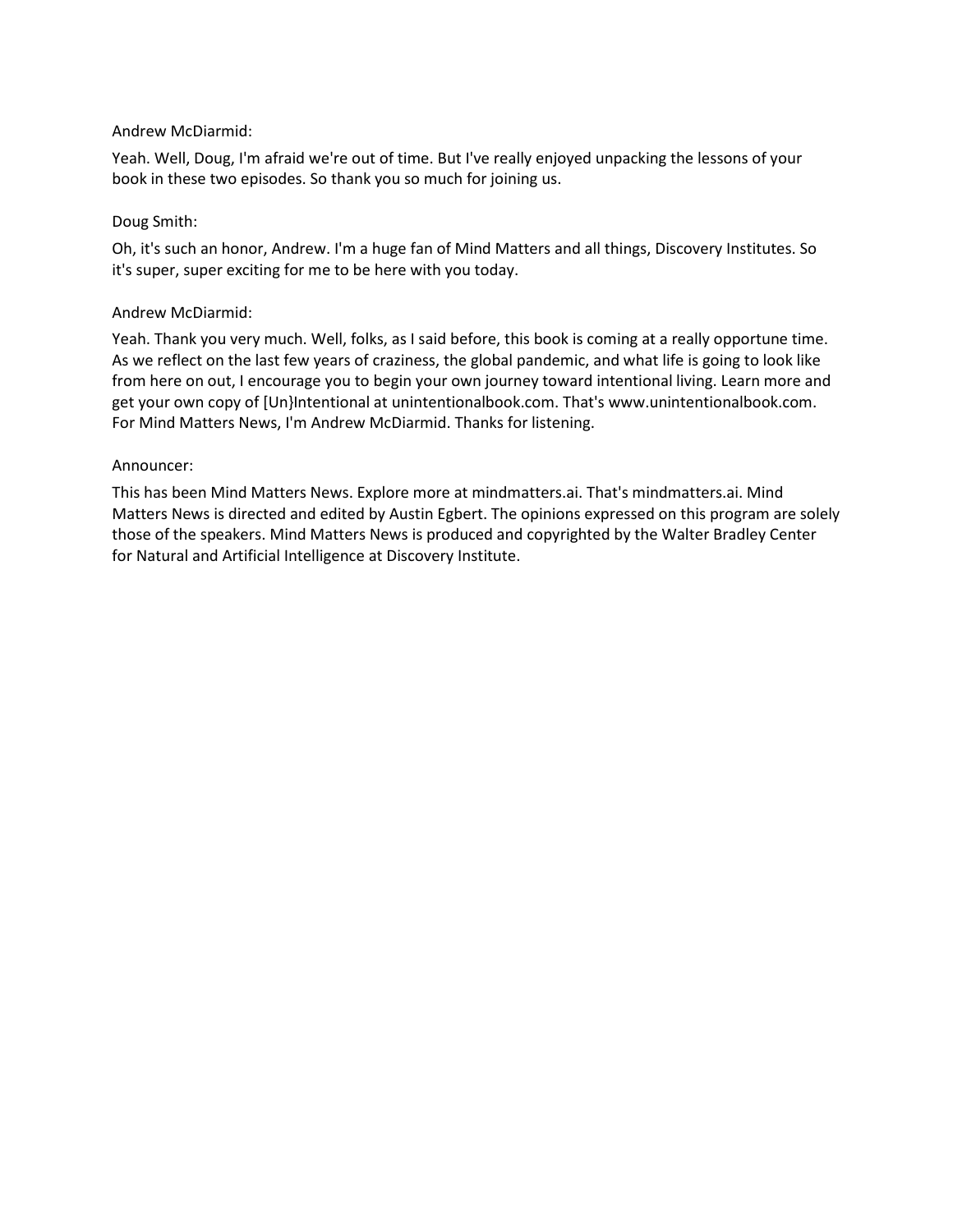Andrew McDiarmid:

Yeah. Well, Doug, I'm afraid we're out of time. But I've really enjoyed unpacking the lessons of your book in these two episodes. So thank you so much for joining us.

Doug Smith:

Oh, it's such an honor, Andrew. I'm a huge fan of Mind Matters and all things, Discovery Institutes. So it's super, super exciting for me to be here with you today.

Andrew McDiarmid:

Yeah. Thank you very much. Well, folks, as I said before, this book is coming at a really opportune time. As we reflect on the last few years of craziness, the global pandemic, and what life is going to look like from here on out, I encourage you to begin your own journey toward intentional living. Learn more and get your own copy of [Un}Intentional at unintentionalbook.com. That's www.unintentionalbook.com. For Mind Matters News, I'm Andrew McDiarmid. Thanks for listening.

Announcer:

This has been Mind Matters News. Explore more at mindmatters.ai. That's mindmatters.ai. Mind Matters News is directed and edited by Austin Egbert. The opinions expressed on this program are solely those of the speakers. Mind Matters News is produced and copyrighted by the Walter Bradley Center for Natural and Artificial Intelligence at Discovery Institute.